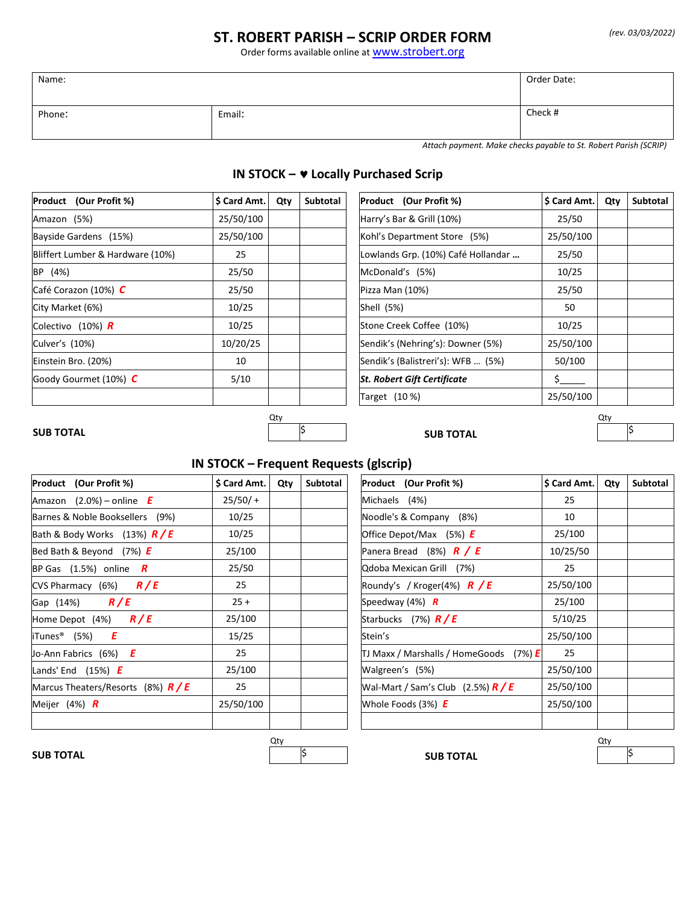# ST. ROBERT PARISH – SCRIP ORDER FORM

*(rev. 03/03/2022)*

Order forms available online at www.strobert.org

| Name: | | Order Date: |
|---|---|---|
| Phone: | Email: | Check # |

*Attach payment. Make checks payable to St. Robert Parish (SCRIP)*

## IN STOCK – ♥ Locally Purchased Scrip

| Product (Our Profit %) | $ Card Amt. | Qty | Subtotal |
|---|---|---|---|
| Amazon (5%) | 25/50/100 | | |
| Bayside Gardens (15%) | 25/50/100 | | |
| Bliffert Lumber & Hardware (10%) | 25 | | |
| BP (4%) | 25/50 | | |
| Café Corazon (10%) ***C*** | 25/50 | | |
| City Market (6%) | 10/25 | | |
| Colectivo (10%) ***R*** | 10/25 | | |
| Culver's (10%) | 10/20/25 | | |
| Einstein Bro. (20%) | 10 | | |
| Goody Gourmet (10%) ***C*** | 5/10 | | |
| | | | |
| **SUB TOTAL** | | Qty | $ |

| Product (Our Profit %) | $ Card Amt. | Qty | Subtotal |
|---|---|---|---|
| Harry's Bar & Grill (10%) | 25/50 | | |
| Kohl's Department Store (5%) | 25/50/100 | | |
| Lowlands Grp. (10%) Café Hollandar … | 25/50 | | |
| McDonald's (5%) | 10/25 | | |
| Pizza Man (10%) | 25/50 | | |
| Shell (5%) | 50 | | |
| Stone Creek Coffee (10%) | 10/25 | | |
| Sendik's (Nehring's): Downer (5%) | 25/50/100 | | |
| Sendik's (Balistreri's): WFB … (5%) | 50/100 | | |
| ***St. Robert Gift Certificate*** | $_____ | | |
| Target (10 %) | 25/50/100 | | |
| **SUB TOTAL** | | Qty | $ |

## IN STOCK – Frequent Requests (glscrip)

| Product (Our Profit %) | $ Card Amt. | Qty | Subtotal |
|---|---|---|---|
| Amazon (2.0%) – online ***E*** | 25/50/ + | | |
| Barnes & Noble Booksellers (9%) | 10/25 | | |
| Bath & Body Works (13%) ***R / E*** | 10/25 | | |
| Bed Bath & Beyond (7%) ***E*** | 25/100 | | |
| BP Gas (1.5%) online ***R*** | 25/50 | | |
| CVS Pharmacy (6%) ***R / E*** | 25 | | |
| Gap (14%) ***R / E*** | 25 + | | |
| Home Depot (4%) ***R / E*** | 25/100 | | |
| iTunes® (5%) ***E*** | 15/25 | | |
| Jo-Ann Fabrics (6%) ***E*** | 25 | | |
| Lands' End (15%) ***E*** | 25/100 | | |
| Marcus Theaters/Resorts (8%) ***R / E*** | 25 | | |
| Meijer (4%) ***R*** | 25/50/100 | | |
| | | | |
| **SUB TOTAL** | | Qty | $ |

| Product (Our Profit %) | $ Card Amt. | Qty | Subtotal |
|---|---|---|---|
| Michaels (4%) | 25 | | |
| Noodle's & Company (8%) | 10 | | |
| Office Depot/Max (5%) ***E*** | 25/100 | | |
| Panera Bread (8%) ***R / E*** | 10/25/50 | | |
| Qdoba Mexican Grill (7%) | 25 | | |
| Roundy's / Kroger(4%) ***R / E*** | 25/50/100 | | |
| Speedway (4%) ***R*** | 25/100 | | |
| Starbucks (7%) ***R / E*** | 5/10/25 | | |
| Stein's | 25/50/100 | | |
| TJ Maxx / Marshalls / HomeGoods (7%) ***E*** | 25 | | |
| Walgreen's (5%) | 25/50/100 | | |
| Wal-Mart / Sam's Club (2.5%) ***R / E*** | 25/50/100 | | |
| Whole Foods (3%) ***E*** | 25/50/100 | | |
| | | | |
| **SUB TOTAL** | | Qty | $ |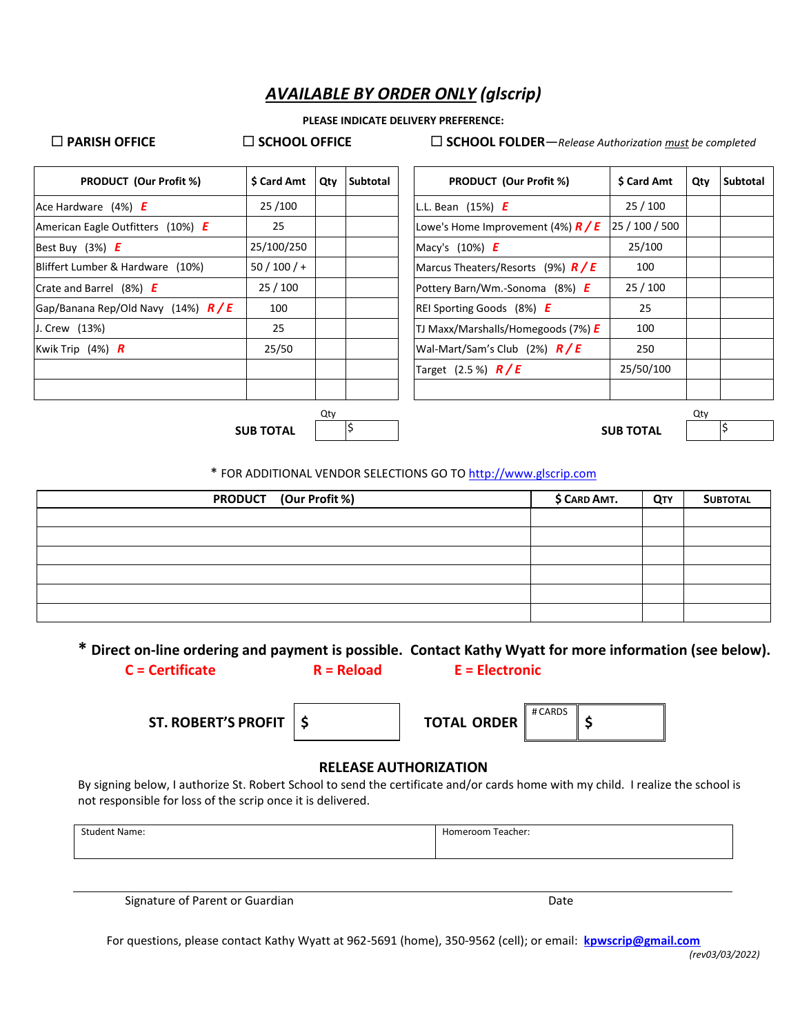# *AVAILABLE BY ORDER ONLY (glscrip)*

**PLEASE INDICATE DELIVERY PREFERENCE:**

☐ **PARISH OFFICE** ☐ **SCHOOL OFFICE** ☐ **SCHOOL FOLDER**—*Release Authorization must be completed*

| PRODUCT (Our Profit %) | $ Card Amt | Qty | Subtotal |
|---|---|---|---|
| Ace Hardware (4%) ***E*** | 25 /100 | | |
| American Eagle Outfitters (10%) ***E*** | 25 | | |
| Best Buy (3%) ***E*** | 25/100/250 | | |
| Bliffert Lumber & Hardware (10%) | 50 / 100 / + | | |
| Crate and Barrel (8%) ***E*** | 25 / 100 | | |
| Gap/Banana Rep/Old Navy (14%) ***R / E*** | 100 | | |
| J. Crew (13%) | 25 | | |
| Kwik Trip (4%) ***R*** | 25/50 | | |
| | | | |
| | | | |
| **SUB TOTAL** | | Qty | $ |

| PRODUCT (Our Profit %) | $ Card Amt | Qty | Subtotal |
|---|---|---|---|
| L.L. Bean (15%) ***E*** | 25 / 100 | | |
| Lowe's Home Improvement (4%) ***R / E*** | 25 / 100 / 500 | | |
| Macy's (10%) ***E*** | 25/100 | | |
| Marcus Theaters/Resorts (9%) ***R / E*** | 100 | | |
| Pottery Barn/Wm.-Sonoma (8%) ***E*** | 25 / 100 | | |
| REI Sporting Goods (8%) ***E*** | 25 | | |
| TJ Maxx/Marshalls/Homegoods (7%) ***E*** | 100 | | |
| Wal-Mart/Sam's Club (2%) ***R / E*** | 250 | | |
| Target (2.5 %) ***R / E*** | 25/50/100 | | |
| | | | |
| **SUB TOTAL** | | Qty | $ |

\* FOR ADDITIONAL VENDOR SELECTIONS GO TO http://www.glscrip.com

| PRODUCT (Our Profit %) | $ CARD AMT. | QTY | SUBTOTAL |
|---|---|---|---|
| | | | |
| | | | |
| | | | |
| | | | |
| | | | |
| | | | |

**\* Direct on-line ordering and payment is possible. Contact Kathy Wyatt for more information (see below).**

**C = Certificate** **R = Reload** **E = Electronic**

**ST. ROBERT'S PROFIT** $ ______ **TOTAL ORDER** # CARDS ______ $ ______

## RELEASE AUTHORIZATION

By signing below, I authorize St. Robert School to send the certificate and/or cards home with my child. I realize the school is not responsible for loss of the scrip once it is delivered.

| Student Name: | Homeroom Teacher: |
|---|---|
| | |

Signature of Parent or Guardian ______________________ Date ______________

For questions, please contact Kathy Wyatt at 962-5691 (home), 350-9562 (cell); or email: **kpwscrip@gmail.com**

*(rev03/03/2022)*